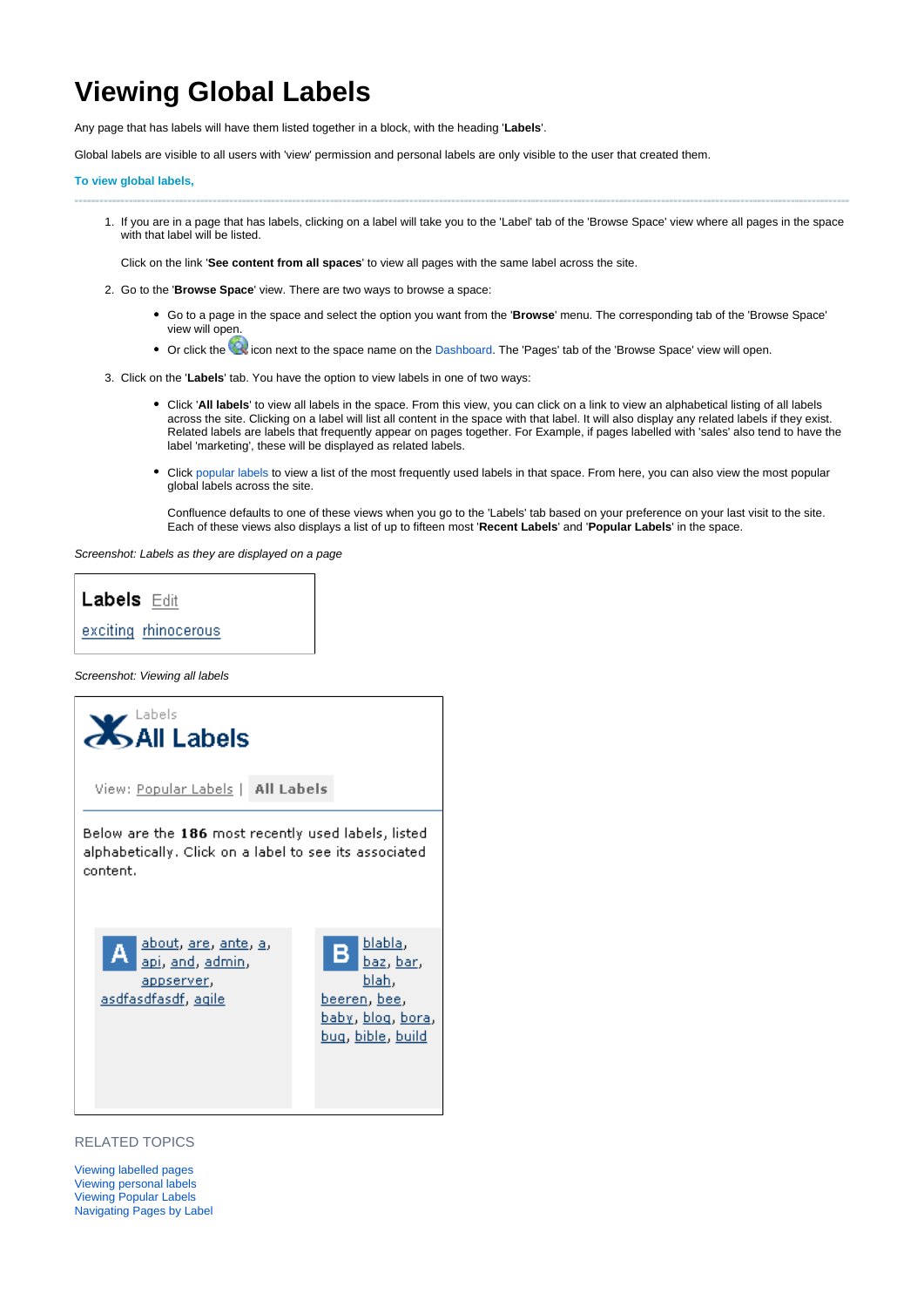# Viewing Global Labels

Any page that has labels will have them listed together in a block, with the heading '**Labels**'.

Global labels are visible to all users with 'view' permission and personal labels are only visible to the user that created them.

**To view global labels,**

---

1. If you are in a page that has labels, clicking on a label will take you to the 'Label' tab of the 'Browse Space' view where all pages in the space with that label will be listed.

   Click on the link '**See content from all spaces**' to view all pages with the same label across the site.

2. Go to the '**Browse Space**' view. There are two ways to browse a space:

   - Go to a page in the space and select the option you want from the '**Browse**' menu. The corresponding tab of the 'Browse Space' view will open.
   - Or click the icon next to the space name on the Dashboard. The 'Pages' tab of the 'Browse Space' view will open.

3. Click on the '**Labels**' tab. You have the option to view labels in one of two ways:

   - Click '**All labels**' to view all labels in the space. From this view, you can click on a link to view an alphabetical listing of all labels across the site. Clicking on a label will list all content in the space with that label. It will also display any related labels if they exist. Related labels are labels that frequently appear on pages together. For Example, if pages labelled with 'sales' also tend to have the label 'marketing', these will be displayed as related labels.
   - Click popular labels to view a list of the most frequently used labels in that space. From here, you can also view the most popular global labels across the site.

     Confluence defaults to one of these views when you go to the 'Labels' tab based on your preference on your last visit to the site. Each of these views also displays a list of up to fifteen most '**Recent Labels**' and '**Popular Labels**' in the space.

*Screenshot: Labels as they are displayed on a page*

**Labels** Edit

exciting rhinocerous

*Screenshot: Viewing all labels*

Labels

**All Labels**

View: Popular Labels | **All Labels**

Below are the **186** most recently used labels, listed alphabetically. Click on a label to see its associated content.

**A** about, are, ante, a, api, and, admin, appserver, asdfasdfasdf, agile

**B** blabla, baz, bar, blah, beeren, bee, baby, blog, bora, bug, bible, build

RELATED TOPICS

Viewing labelled pages
Viewing personal labels
Viewing Popular Labels
Navigating Pages by Label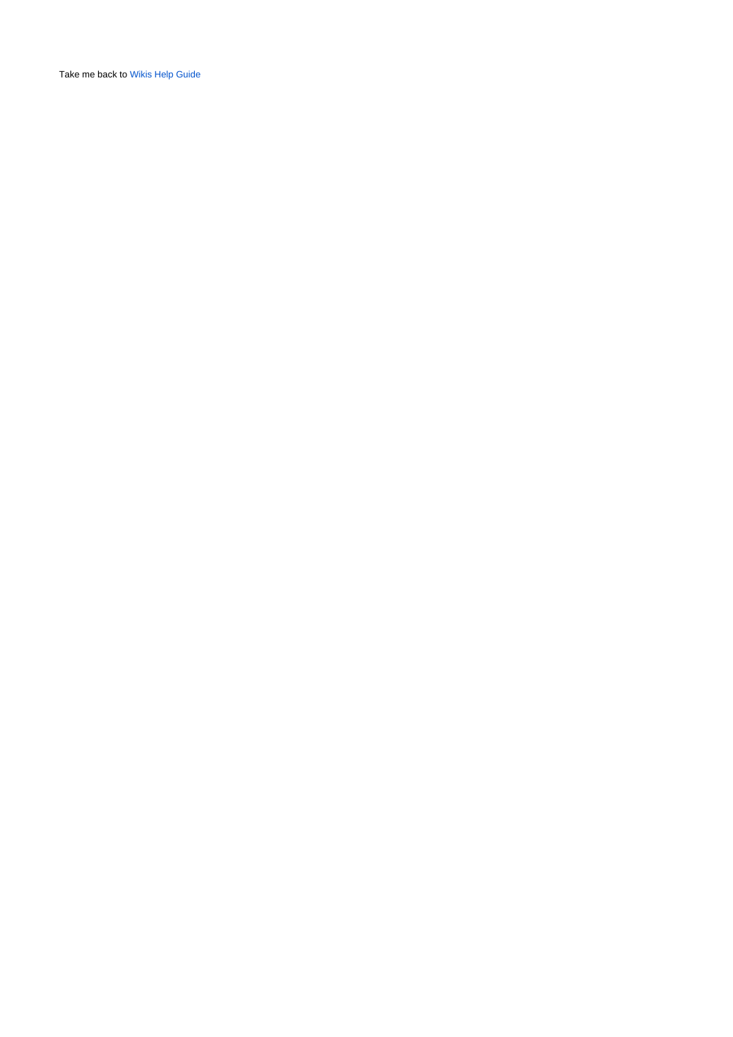Take me back to Wikis Help Guide